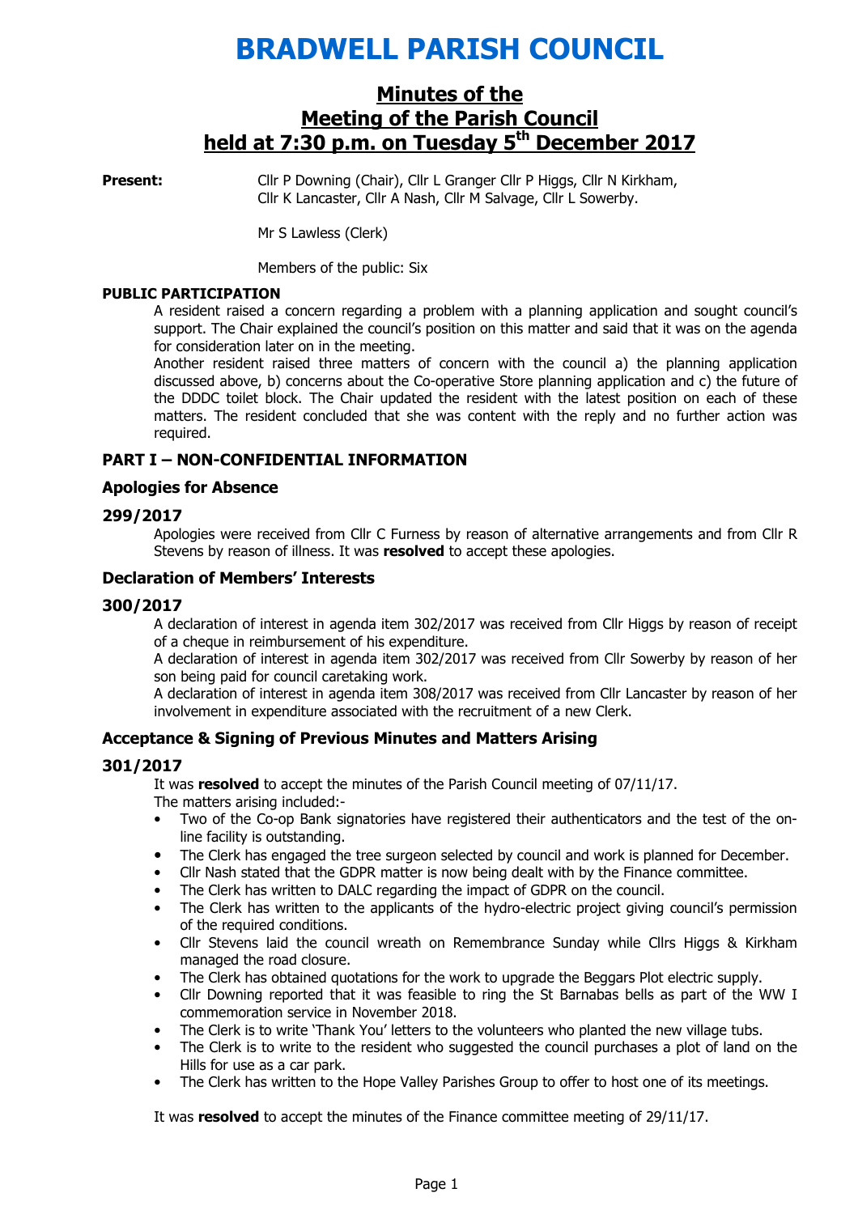# BRADWELL PARISH COUNCIL

## Minutes of the Meeting of the Parish Council held at 7:30 p.m. on Tuesday 5th December 2017

**Present:** Cllr P Downing (Chair), Cllr L Granger Cllr P Higgs, Cllr N Kirkham, Cllr K Lancaster, Cllr A Nash, Cllr M Salvage, Cllr L Sowerby.

Mr S Lawless (Clerk)

Members of the public: Six

**PUBLIC PARTICIPATION**

A resident raised a concern regarding a problem with a planning application and sought council's support. The Chair explained the council's position on this matter and said that it was on the agenda for consideration later on in the meeting.

Another resident raised three matters of concern with the council a) the planning application discussed above, b) concerns about the Co-operative Store planning application and c) the future of the DDDC toilet block. The Chair updated the resident with the latest position on each of these matters. The resident concluded that she was content with the reply and no further action was required.

### PART I – NON-CONFIDENTIAL INFORMATION

### Apologies for Absence

#### 299/2017

Apologies were received from Cllr C Furness by reason of alternative arrangements and from Cllr R Stevens by reason of illness. It was **resolved** to accept these apologies.

### Declaration of Members' Interests

#### 300/2017

A declaration of interest in agenda item 302/2017 was received from Cllr Higgs by reason of receipt of a cheque in reimbursement of his expenditure.

A declaration of interest in agenda item 302/2017 was received from Cllr Sowerby by reason of her son being paid for council caretaking work.

A declaration of interest in agenda item 308/2017 was received from Cllr Lancaster by reason of her involvement in expenditure associated with the recruitment of a new Clerk.

### Acceptance & Signing of Previous Minutes and Matters Arising

#### 301/2017

It was **resolved** to accept the minutes of the Parish Council meeting of 07/11/17.

The matters arising included:-

- Two of the Co-op Bank signatories have registered their authenticators and the test of the on-line facility is outstanding.
- The Clerk has engaged the tree surgeon selected by council and work is planned for December.
- Cllr Nash stated that the GDPR matter is now being dealt with by the Finance committee.
- The Clerk has written to DALC regarding the impact of GDPR on the council.
- The Clerk has written to the applicants of the hydro-electric project giving council's permission of the required conditions.
- Cllr Stevens laid the council wreath on Remembrance Sunday while Cllrs Higgs & Kirkham managed the road closure.
- The Clerk has obtained quotations for the work to upgrade the Beggars Plot electric supply.
- Cllr Downing reported that it was feasible to ring the St Barnabas bells as part of the WW I commemoration service in November 2018.
- The Clerk is to write 'Thank You' letters to the volunteers who planted the new village tubs.
- The Clerk is to write to the resident who suggested the council purchases a plot of land on the Hills for use as a car park.
- The Clerk has written to the Hope Valley Parishes Group to offer to host one of its meetings.

It was **resolved** to accept the minutes of the Finance committee meeting of 29/11/17.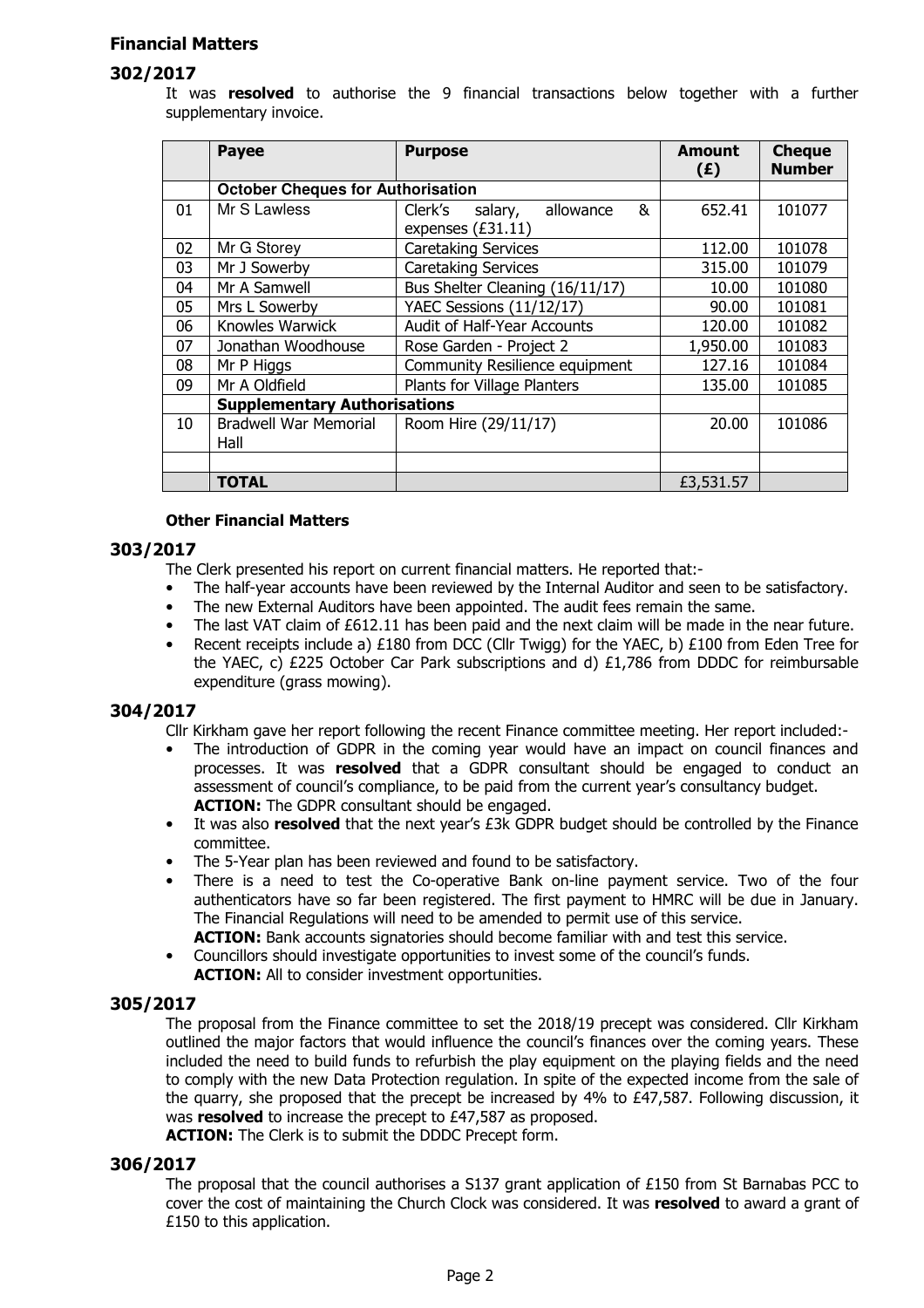## Financial Matters

### 302/2017

It was **resolved** to authorise the 9 financial transactions below together with a further supplementary invoice.

| | Payee | Purpose | Amount (£) | Cheque Number |
|---|---|---|---|---|
| | **October Cheques for Authorisation** | | | |
| 01 | Mr S Lawless | Clerk's salary, allowance & expenses (£31.11) | 652.41 | 101077 |
| 02 | Mr G Storey | Caretaking Services | 112.00 | 101078 |
| 03 | Mr J Sowerby | Caretaking Services | 315.00 | 101079 |
| 04 | Mr A Samwell | Bus Shelter Cleaning (16/11/17) | 10.00 | 101080 |
| 05 | Mrs L Sowerby | YAEC Sessions (11/12/17) | 90.00 | 101081 |
| 06 | Knowles Warwick | Audit of Half-Year Accounts | 120.00 | 101082 |
| 07 | Jonathan Woodhouse | Rose Garden - Project 2 | 1,950.00 | 101083 |
| 08 | Mr P Higgs | Community Resilience equipment | 127.16 | 101084 |
| 09 | Mr A Oldfield | Plants for Village Planters | 135.00 | 101085 |
| | **Supplementary Authorisations** | | | |
| 10 | Bradwell War Memorial Hall | Room Hire (29/11/17) | 20.00 | 101086 |
| | | | | |
| | **TOTAL** | | £3,531.57 | |

#### Other Financial Matters

### 303/2017

The Clerk presented his report on current financial matters. He reported that:-

- The half-year accounts have been reviewed by the Internal Auditor and seen to be satisfactory.
- The new External Auditors have been appointed. The audit fees remain the same.
- The last VAT claim of £612.11 has been paid and the next claim will be made in the near future.
- Recent receipts include a) £180 from DCC (Cllr Twigg) for the YAEC, b) £100 from Eden Tree for the YAEC, c) £225 October Car Park subscriptions and d) £1,786 from DDDC for reimbursable expenditure (grass mowing).

### 304/2017

Cllr Kirkham gave her report following the recent Finance committee meeting. Her report included:-

- The introduction of GDPR in the coming year would have an impact on council finances and processes. It was **resolved** that a GDPR consultant should be engaged to conduct an assessment of council's compliance, to be paid from the current year's consultancy budget.
  **ACTION:** The GDPR consultant should be engaged.
- It was also **resolved** that the next year's £3k GDPR budget should be controlled by the Finance committee.
- The 5-Year plan has been reviewed and found to be satisfactory.
- There is a need to test the Co-operative Bank on-line payment service. Two of the four authenticators have so far been registered. The first payment to HMRC will be due in January. The Financial Regulations will need to be amended to permit use of this service.
  **ACTION:** Bank accounts signatories should become familiar with and test this service.
- Councillors should investigate opportunities to invest some of the council's funds.
  **ACTION:** All to consider investment opportunities.

### 305/2017

The proposal from the Finance committee to set the 2018/19 precept was considered. Cllr Kirkham outlined the major factors that would influence the council's finances over the coming years. These included the need to build funds to refurbish the play equipment on the playing fields and the need to comply with the new Data Protection regulation. In spite of the expected income from the sale of the quarry, she proposed that the precept be increased by 4% to £47,587. Following discussion, it was **resolved** to increase the precept to £47,587 as proposed.

**ACTION:** The Clerk is to submit the DDDC Precept form.

### 306/2017

The proposal that the council authorises a S137 grant application of £150 from St Barnabas PCC to cover the cost of maintaining the Church Clock was considered. It was **resolved** to award a grant of £150 to this application.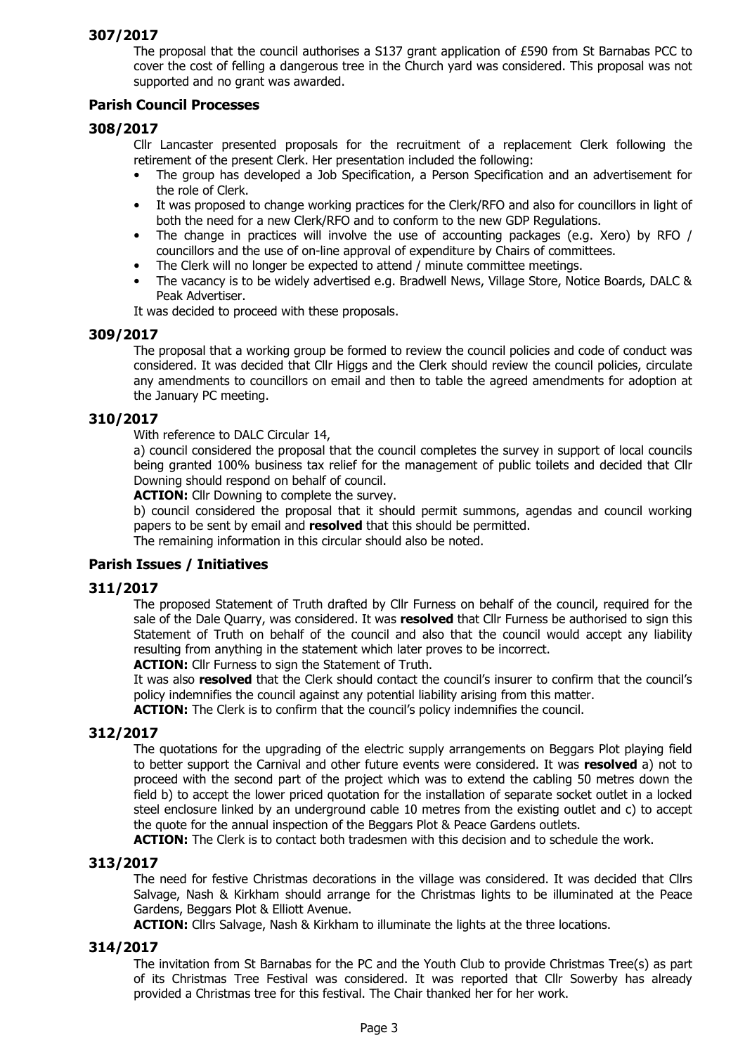**307/2017**

The proposal that the council authorises a S137 grant application of £590 from St Barnabas PCC to cover the cost of felling a dangerous tree in the Church yard was considered. This proposal was not supported and no grant was awarded.

## Parish Council Processes

**308/2017**

Cllr Lancaster presented proposals for the recruitment of a replacement Clerk following the retirement of the present Clerk. Her presentation included the following:

- The group has developed a Job Specification, a Person Specification and an advertisement for the role of Clerk.
- It was proposed to change working practices for the Clerk/RFO and also for councillors in light of both the need for a new Clerk/RFO and to conform to the new GDP Regulations.
- The change in practices will involve the use of accounting packages (e.g. Xero) by RFO / councillors and the use of on-line approval of expenditure by Chairs of committees.
- The Clerk will no longer be expected to attend / minute committee meetings.
- The vacancy is to be widely advertised e.g. Bradwell News, Village Store, Notice Boards, DALC & Peak Advertiser.

It was decided to proceed with these proposals.

**309/2017**

The proposal that a working group be formed to review the council policies and code of conduct was considered. It was decided that Cllr Higgs and the Clerk should review the council policies, circulate any amendments to councillors on email and then to table the agreed amendments for adoption at the January PC meeting.

**310/2017**

With reference to DALC Circular 14,

a) council considered the proposal that the council completes the survey in support of local councils being granted 100% business tax relief for the management of public toilets and decided that Cllr Downing should respond on behalf of council.

**ACTION:** Cllr Downing to complete the survey.

b) council considered the proposal that it should permit summons, agendas and council working papers to be sent by email and **resolved** that this should be permitted.

The remaining information in this circular should also be noted.

## Parish Issues / Initiatives

**311/2017**

The proposed Statement of Truth drafted by Cllr Furness on behalf of the council, required for the sale of the Dale Quarry, was considered. It was **resolved** that Cllr Furness be authorised to sign this Statement of Truth on behalf of the council and also that the council would accept any liability resulting from anything in the statement which later proves to be incorrect.

**ACTION:** Cllr Furness to sign the Statement of Truth.

It was also **resolved** that the Clerk should contact the council's insurer to confirm that the council's policy indemnifies the council against any potential liability arising from this matter.

**ACTION:** The Clerk is to confirm that the council's policy indemnifies the council.

**312/2017**

The quotations for the upgrading of the electric supply arrangements on Beggars Plot playing field to better support the Carnival and other future events were considered. It was **resolved** a) not to proceed with the second part of the project which was to extend the cabling 50 metres down the field b) to accept the lower priced quotation for the installation of separate socket outlet in a locked steel enclosure linked by an underground cable 10 metres from the existing outlet and c) to accept the quote for the annual inspection of the Beggars Plot & Peace Gardens outlets.

**ACTION:** The Clerk is to contact both tradesmen with this decision and to schedule the work.

**313/2017**

The need for festive Christmas decorations in the village was considered. It was decided that Cllrs Salvage, Nash & Kirkham should arrange for the Christmas lights to be illuminated at the Peace Gardens, Beggars Plot & Elliott Avenue.

**ACTION:** Cllrs Salvage, Nash & Kirkham to illuminate the lights at the three locations.

**314/2017**

The invitation from St Barnabas for the PC and the Youth Club to provide Christmas Tree(s) as part of its Christmas Tree Festival was considered. It was reported that Cllr Sowerby has already provided a Christmas tree for this festival. The Chair thanked her for her work.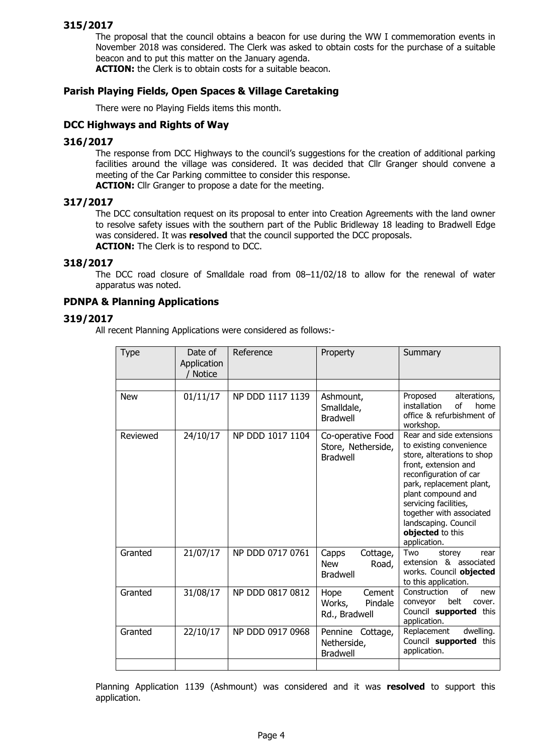### 315/2017

The proposal that the council obtains a beacon for use during the WW I commemoration events in November 2018 was considered. The Clerk was asked to obtain costs for the purchase of a suitable beacon and to put this matter on the January agenda.

**ACTION:** the Clerk is to obtain costs for a suitable beacon.

## Parish Playing Fields, Open Spaces & Village Caretaking

There were no Playing Fields items this month.

## DCC Highways and Rights of Way

### 316/2017

The response from DCC Highways to the council's suggestions for the creation of additional parking facilities around the village was considered. It was decided that Cllr Granger should convene a meeting of the Car Parking committee to consider this response.

**ACTION:** Cllr Granger to propose a date for the meeting.

### 317/2017

The DCC consultation request on its proposal to enter into Creation Agreements with the land owner to resolve safety issues with the southern part of the Public Bridleway 18 leading to Bradwell Edge was considered. It was **resolved** that the council supported the DCC proposals.

**ACTION:** The Clerk is to respond to DCC.

### 318/2017

The DCC road closure of Smalldale road from 08–11/02/18 to allow for the renewal of water apparatus was noted.

## PDNPA & Planning Applications

### 319/2017

All recent Planning Applications were considered as follows:-

| Type | Date of Application / Notice | Reference | Property | Summary |
|---|---|---|---|---|
| | | | | |
| New | 01/11/17 | NP DDD 1117 1139 | Ashmount, Smalldale, Bradwell | Proposed alterations, installation of home office & refurbishment of workshop. |
| Reviewed | 24/10/17 | NP DDD 1017 1104 | Co-operative Food Store, Netherside, Bradwell | Rear and side extensions to existing convenience store, alterations to shop front, extension and reconfiguration of car park, replacement plant, plant compound and servicing facilities, together with associated landscaping. Council **objected** to this application. |
| Granted | 21/07/17 | NP DDD 0717 0761 | Capps Cottage, New Road, Bradwell | Two storey rear extension & associated works. Council **objected** to this application. |
| Granted | 31/08/17 | NP DDD 0817 0812 | Hope Cement Works, Pindale Rd., Bradwell | Construction of new conveyor belt cover. Council **supported** this application. |
| Granted | 22/10/17 | NP DDD 0917 0968 | Pennine Cottage, Netherside, Bradwell | Replacement dwelling. Council **supported** this application. |
| | | | | |

Planning Application 1139 (Ashmount) was considered and it was **resolved** to support this application.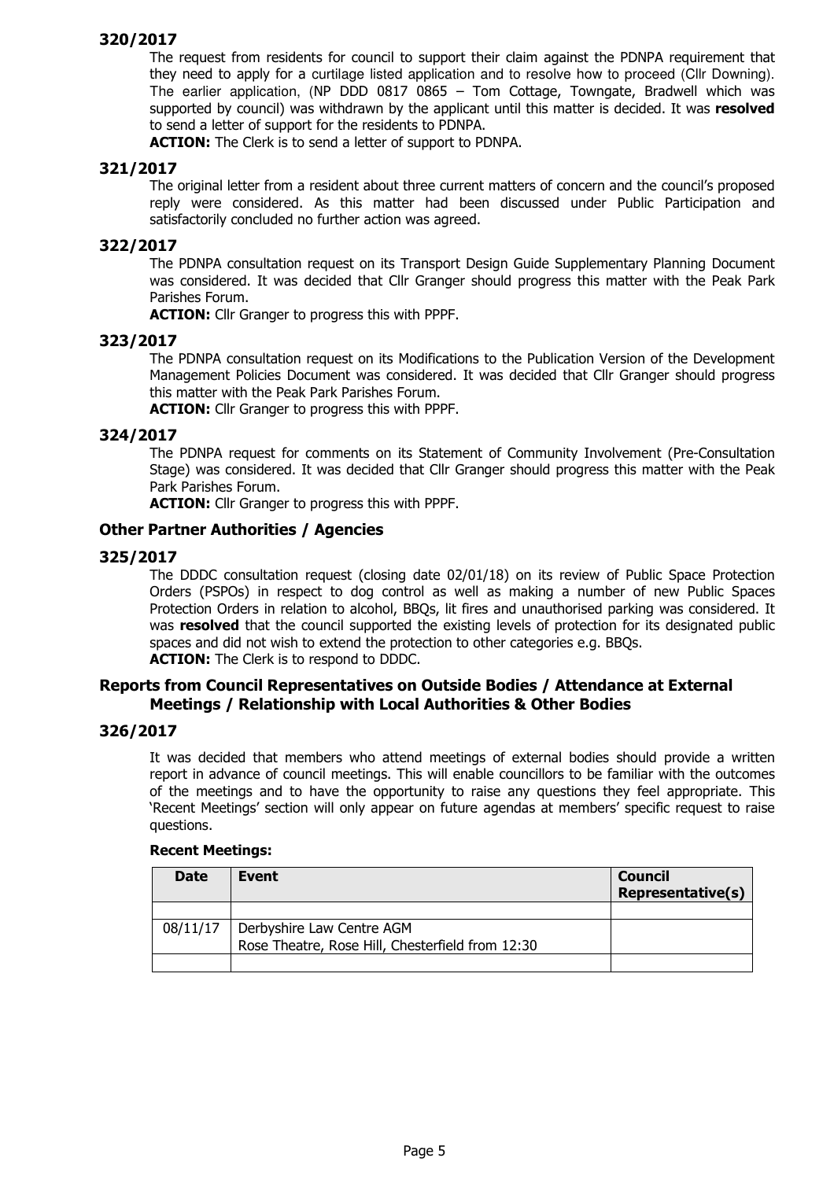### 320/2017

The request from residents for council to support their claim against the PDNPA requirement that they need to apply for a curtilage listed application and to resolve how to proceed (Cllr Downing). The earlier application, (NP DDD 0817 0865 – Tom Cottage, Towngate, Bradwell which was supported by council) was withdrawn by the applicant until this matter is decided. It was **resolved** to send a letter of support for the residents to PDNPA.

**ACTION:** The Clerk is to send a letter of support to PDNPA.

### 321/2017

The original letter from a resident about three current matters of concern and the council's proposed reply were considered. As this matter had been discussed under Public Participation and satisfactorily concluded no further action was agreed.

### 322/2017

The PDNPA consultation request on its Transport Design Guide Supplementary Planning Document was considered. It was decided that Cllr Granger should progress this matter with the Peak Park Parishes Forum.

**ACTION:** Cllr Granger to progress this with PPPF.

### 323/2017

The PDNPA consultation request on its Modifications to the Publication Version of the Development Management Policies Document was considered. It was decided that Cllr Granger should progress this matter with the Peak Park Parishes Forum.

**ACTION:** Cllr Granger to progress this with PPPF.

### 324/2017

The PDNPA request for comments on its Statement of Community Involvement (Pre-Consultation Stage) was considered. It was decided that Cllr Granger should progress this matter with the Peak Park Parishes Forum.

**ACTION:** Cllr Granger to progress this with PPPF.

## Other Partner Authorities / Agencies

### 325/2017

The DDDC consultation request (closing date 02/01/18) on its review of Public Space Protection Orders (PSPOs) in respect to dog control as well as making a number of new Public Spaces Protection Orders in relation to alcohol, BBQs, lit fires and unauthorised parking was considered. It was **resolved** that the council supported the existing levels of protection for its designated public spaces and did not wish to extend the protection to other categories e.g. BBQs.

**ACTION:** The Clerk is to respond to DDDC.

## Reports from Council Representatives on Outside Bodies / Attendance at External Meetings / Relationship with Local Authorities & Other Bodies

### 326/2017

It was decided that members who attend meetings of external bodies should provide a written report in advance of council meetings. This will enable councillors to be familiar with the outcomes of the meetings and to have the opportunity to raise any questions they feel appropriate. This 'Recent Meetings' section will only appear on future agendas at members' specific request to raise questions.

**Recent Meetings:**

| Date | Event | Council Representative(s) |
|---|---|---|
| | | |
| 08/11/17 | Derbyshire Law Centre AGM<br>Rose Theatre, Rose Hill, Chesterfield from 12:30 | |
| | | |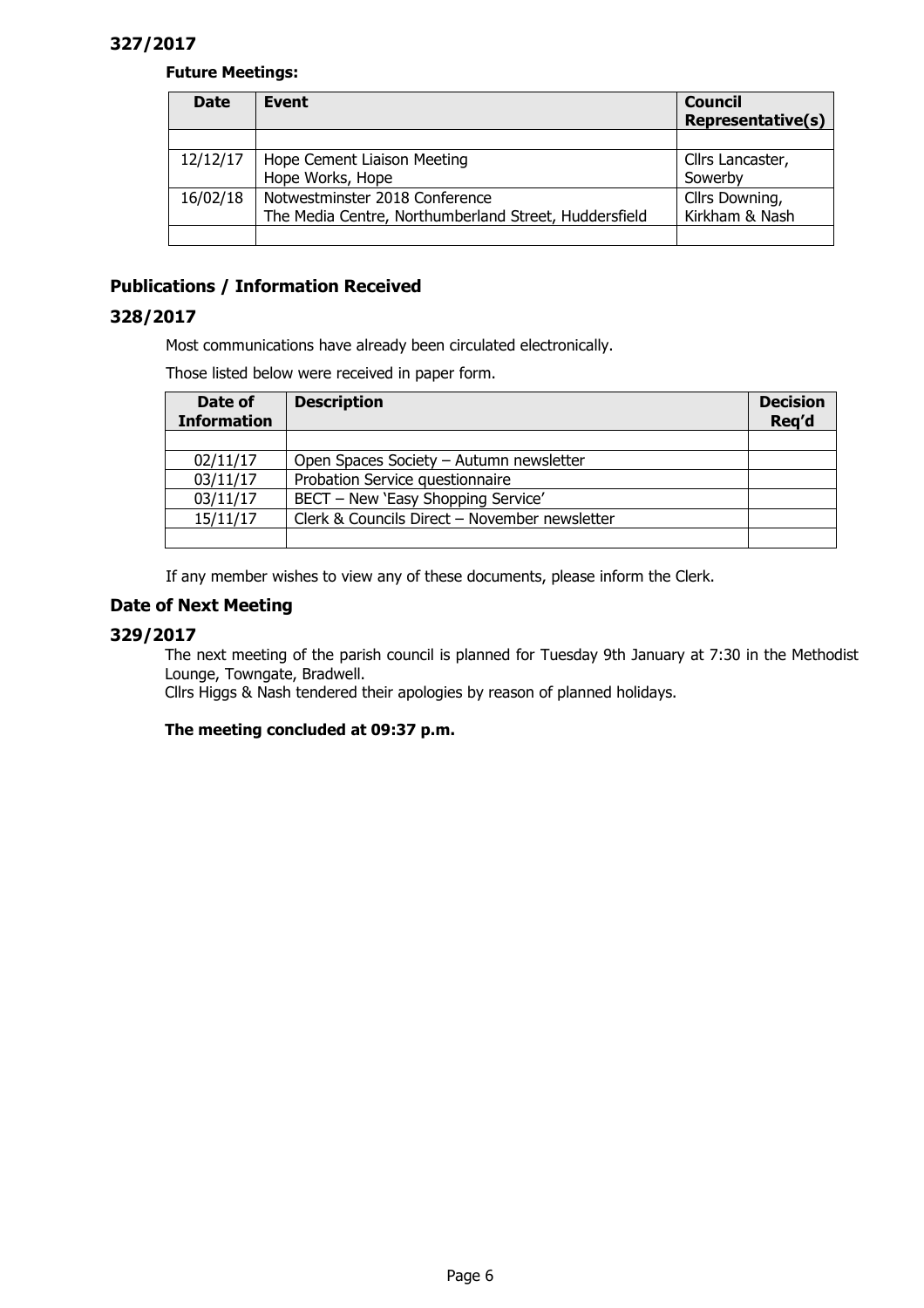## 327/2017

**Future Meetings:**

| Date | Event | Council Representative(s) |
|---|---|---|
| | | |
| 12/12/17 | Hope Cement Liaison Meeting<br>Hope Works, Hope | Cllrs Lancaster, Sowerby |
| 16/02/18 | Notwestminster 2018 Conference<br>The Media Centre, Northumberland Street, Huddersfield | Cllrs Downing, Kirkham & Nash |
| | | |

## Publications / Information Received

## 328/2017

Most communications have already been circulated electronically.

Those listed below were received in paper form.

| Date of Information | Description | Decision Req'd |
|---|---|---|
| | | |
| 02/11/17 | Open Spaces Society – Autumn newsletter | |
| 03/11/17 | Probation Service questionnaire | |
| 03/11/17 | BECT – New 'Easy Shopping Service' | |
| 15/11/17 | Clerk & Councils Direct – November newsletter | |
| | | |

If any member wishes to view any of these documents, please inform the Clerk.

## Date of Next Meeting

## 329/2017

The next meeting of the parish council is planned for Tuesday 9th January at 7:30 in the Methodist Lounge, Towngate, Bradwell.
Cllrs Higgs & Nash tendered their apologies by reason of planned holidays.

**The meeting concluded at 09:37 p.m.**